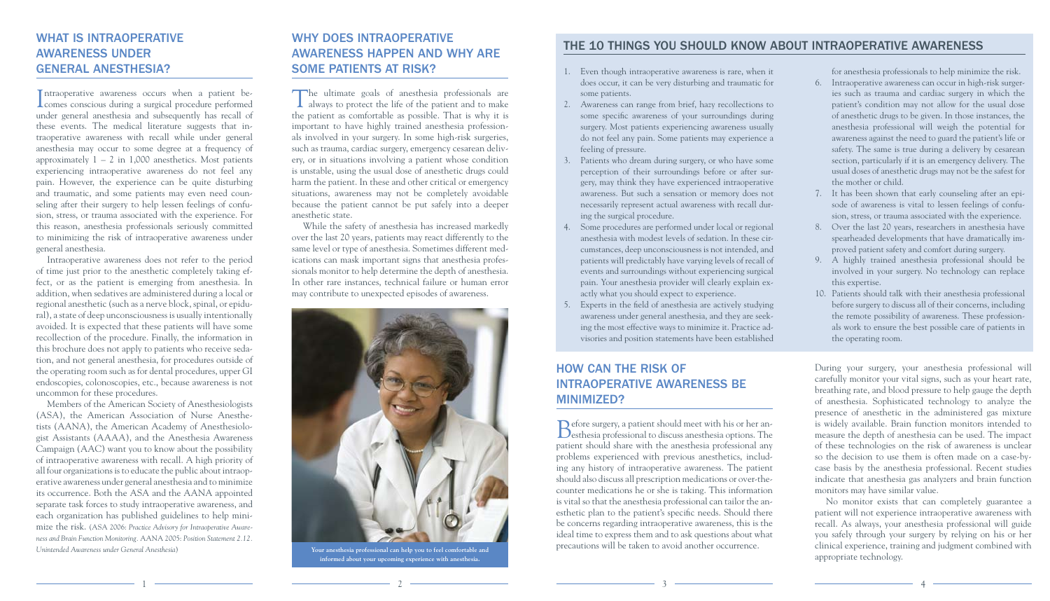## WHAT IS INTRAOPERATIVE AWARENESS UNDER GENERAL ANESTHESIA?

Intraoperative awareness occurs when a patient becomes conscious during a surgical procedure performed under general anesthesia and subsequently has recall of these events. The medical literature suggests that intraoperative awareness with recall while under general anesthesia may occur to some degree at a frequency of approximately 1 – 2 in 1,000 anesthetics. Most patients experiencing intraoperative awareness do not feel any pain. However, the experience can be quite disturbing and traumatic, and some patients may even need counseling after their surgery to help lessen feelings of confusion, stress, or trauma associated with the experience. For this reason, anesthesia professionals seriously committed to minimizing the risk of intraoperative awareness under general anesthesia.

Intraoperative awareness does not refer to the period of time just prior to the anesthetic completely taking effect, or as the patient is emerging from anesthesia. In addition, when sedatives are administered during a local or regional anesthetic (such as a nerve block, spinal, or epidural), a state of deep unconsciousness is usually intentionally avoided. It is expected that these patients will have some recollection of the procedure. Finally, the information in this brochure does not apply to patients who receive sedation, and not general anesthesia, for procedures outside of the operating room such as for dental procedures, upper GI endoscopies, colonoscopies, etc., because awareness is not uncommon for these procedures.

Members of the American Society of Anesthesiologists (ASA), the American Association of Nurse Anesthetists (AANA), the American Academy of Anesthesiologist Assistants (AAAA), and the Anesthesia Awareness Campaign (AAC) want you to know about the possibility of intraoperative awareness with recall. A high priority of all four organizations is to educate the public about intraoperative awareness under general anesthesia and to minimize its occurrence. Both the ASA and the AANA appointed separate task forces to study intraoperative awareness, and each organization has published guidelines to help minimize the risk. (ASA 2006: *Practice Advisory for Intraoperative Awareness and Brain Function Monitoring*. AANA 2005: *Position Statement 2.12. Unintended Awareness under General Anesthesia*)

## WHY DOES INTRAOPERATIVE AWARENESS HAPPEN AND WHY ARE SOME PATIENTS AT RISK?

The ultimate goals of anesthesia professionals are always to protect the life of the patient and to make the patient as comfortable as possible. That is why it is important to have highly trained anesthesia professionals involved in your surgery. In some high-risk surgeries, such as trauma, cardiac surgery, emergency cesarean delivery, or in situations involving a patient whose condition is unstable, using the usual dose of anesthetic drugs could harm the patient. In these and other critical or emergency situations, awareness may not be completely avoidable because the patient cannot be put safely into a deeper anesthetic state.

While the safety of anesthesia has increased markedly over the last 20 years, patients may react differently to the same level or type of anesthesia. Sometimes different medications can mask important signs that anesthesia professionals monitor to help determine the depth of anesthesia. In other rare instances, technical failure or human error may contribute to unexpected episodes of awareness.

Your anesthesia professional can help you to feel comfortable and informed about your upcoming experience with anesthesia.

## THE 10 THINGS YOU SHOULD KNOW ABOUT INTRAOPERATIVE AWARENESS

1. Even though intraoperative awareness is rare, when it does occur, it can be very disturbing and traumatic for some patients.
2. Awareness can range from brief, hazy recollections to some specific awareness of your surroundings during surgery. Most patients experiencing awareness usually do not feel any pain. Some patients may experience a feeling of pressure.
3. Patients who dream during surgery, or who have some perception of their surroundings before or after surgery, may think they have experienced intraoperative awareness. But such a sensation or memory does not necessarily represent actual awareness with recall during the surgical procedure.
4. Some procedures are performed under local or regional anesthesia with modest levels of sedation. In these circumstances, deep unconsciousness is not intended, and patients will predictably have varying levels of recall of events and surroundings without experiencing surgical pain. Your anesthesia provider will clearly explain exactly what you should expect to experience.
5. Experts in the field of anesthesia are actively studying awareness under general anesthesia, and they are seeking the most effective ways to minimize it. Practice advisories and position statements have been established for anesthesia professionals to help minimize the risk.
6. Intraoperative awareness can occur in high-risk surgeries such as trauma and cardiac surgery in which the patient's condition may not allow for the usual dose of anesthetic drugs to be given. In those instances, the anesthesia professional will weigh the potential for awareness against the need to guard the patient's life or safety. The same is true during a delivery by cesarean section, particularly if it is an emergency delivery. The usual doses of anesthetic drugs may not be the safest for the mother or child.
7. It has been shown that early counseling after an episode of awareness is vital to lessen feelings of confusion, stress, or trauma associated with the experience.
8. Over the last 20 years, researchers in anesthesia have spearheaded developments that have dramatically improved patient safety and comfort during surgery.
9. A highly trained anesthesia professional should be involved in your surgery. No technology can replace this expertise.
10. Patients should talk with their anesthesia professional before surgery to discuss all of their concerns, including the remote possibility of awareness. These professionals work to ensure the best possible care of patients in the operating room.

## HOW CAN THE RISK OF INTRAOPERATIVE AWARENESS BE MINIMIZED?

Before surgery, a patient should meet with his or her anesthesia professional to discuss anesthesia options. The patient should share with the anesthesia professional any problems experienced with previous anesthetics, including any history of intraoperative awareness. The patient should also discuss all prescription medications or over-the-counter medications he or she is taking. This information is vital so that the anesthesia professional can tailor the anesthetic plan to the patient's specific needs. Should there be concerns regarding intraoperative awareness, this is the ideal time to express them and to ask questions about what precautions will be taken to avoid another occurrence.

During your surgery, your anesthesia professional will carefully monitor your vital signs, such as your heart rate, breathing rate, and blood pressure to help gauge the depth of anesthesia. Sophisticated technology to analyze the presence of anesthetic in the administered gas mixture is widely available. Brain function monitors intended to measure the depth of anesthesia can be used. The impact of these technologies on the risk of awareness is unclear so the decision to use them is often made on a case-by-case basis by the anesthesia professional. Recent studies indicate that anesthesia gas analyzers and brain function monitors may have similar value.

No monitor exists that can completely guarantee a patient will not experience intraoperative awareness with recall. As always, your anesthesia professional will guide you safely through your surgery by relying on his or her clinical experience, training and judgment combined with appropriate technology.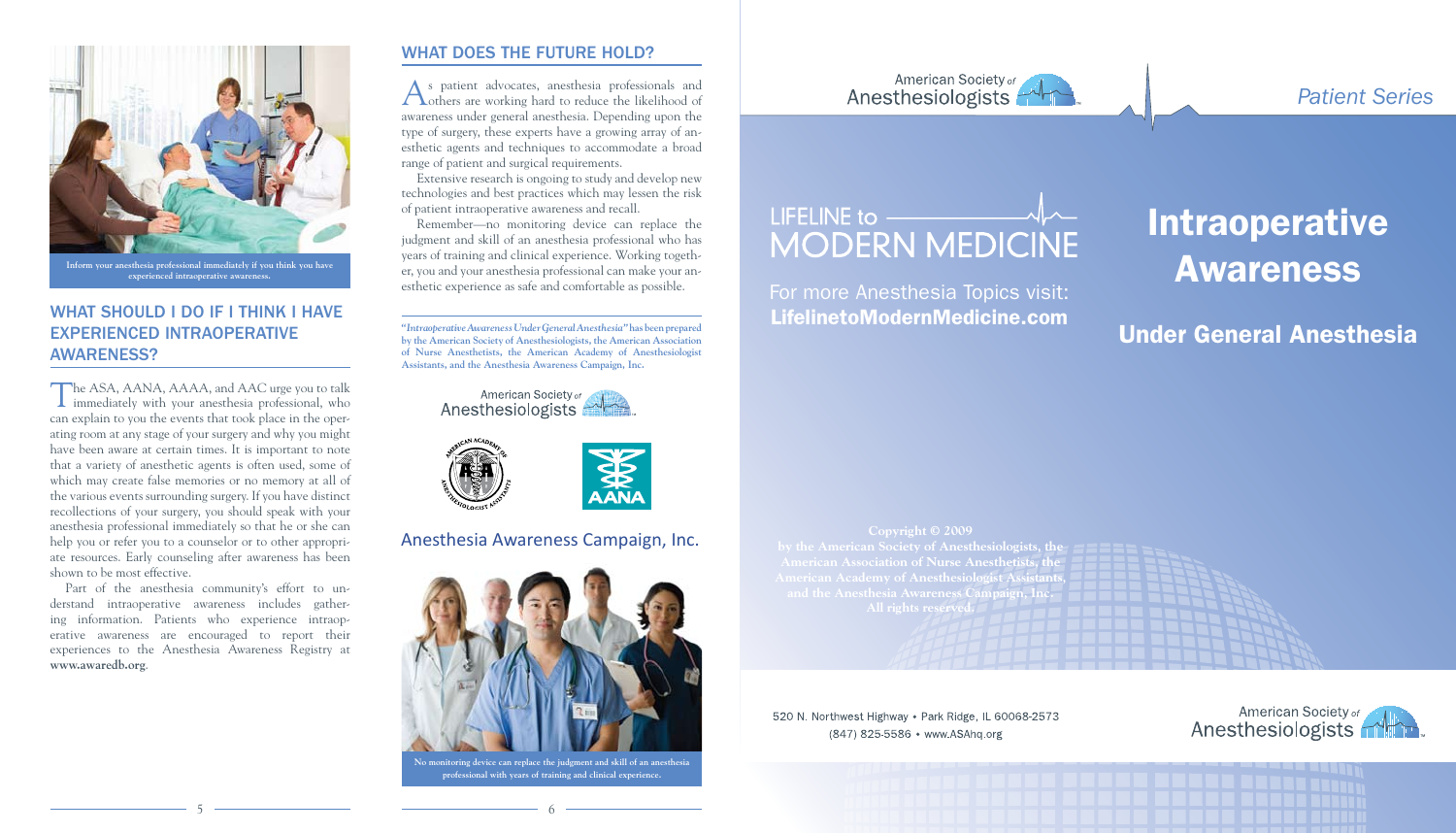Inform your anesthesia professional immediately if you think you have experienced intraoperative awareness.

## WHAT SHOULD I DO IF I THINK I HAVE EXPERIENCED INTRAOPERATIVE AWARENESS?

The ASA, AANA, AAAA, and AAC urge you to talk immediately with your anesthesia professional, who can explain to you the events that took place in the operating room at any stage of your surgery and why you might have been aware at certain times. It is important to note that a variety of anesthetic agents is often used, some of which may create false memories or no memory at all of the various events surrounding surgery. If you have distinct recollections of your surgery, you should speak with your anesthesia professional immediately so that he or she can help you or refer you to a counselor or to other appropriate resources. Early counseling after awareness has been shown to be most effective.

Part of the anesthesia community's effort to understand intraoperative awareness includes gathering information. Patients who experience intraoperative awareness are encouraged to report their experiences to the Anesthesia Awareness Registry at **www.awaredb.org**.

## WHAT DOES THE FUTURE HOLD?

As patient advocates, anesthesia professionals and others are working hard to reduce the likelihood of awareness under general anesthesia. Depending upon the type of surgery, these experts have a growing array of anesthetic agents and techniques to accommodate a broad range of patient and surgical requirements.

Extensive research is ongoing to study and develop new technologies and best practices which may lessen the risk of patient intraoperative awareness and recall.

Remember—no monitoring device can replace the judgment and skill of an anesthesia professional who has years of training and clinical experience. Working together, you and your anesthesia professional can make your anesthetic experience as safe and comfortable as possible.

"*Intraoperative Awareness Under General Anesthesia*" has been prepared by the American Society of Anesthesiologists, the American Association of Nurse Anesthetists, the American Academy of Anesthesiologist Assistants, and the Anesthesia Awareness Campaign, Inc.

American Society of Anesthesiologists

AANA

Anesthesia Awareness Campaign, Inc.

No monitoring device can replace the judgment and skill of an anesthesia professional with years of training and clinical experience.

American Society of Anesthesiologists

*Patient Series*

LIFELINE to MODERN MEDICINE

For more Anesthesia Topics visit:
**LifelinetoModernMedicine.com**

# Intraoperative Awareness

## Under General Anesthesia

Copyright © 2009
by the American Society of Anesthesiologists, the American Association of Nurse Anesthetists, the American Academy of Anesthesiologist Assistants, and the Anesthesia Awareness Campaign, Inc.
All rights reserved.

520 N. Northwest Highway • Park Ridge, IL 60068-2573
(847) 825-5586 • www.ASAhq.org

American Society of Anesthesiologists